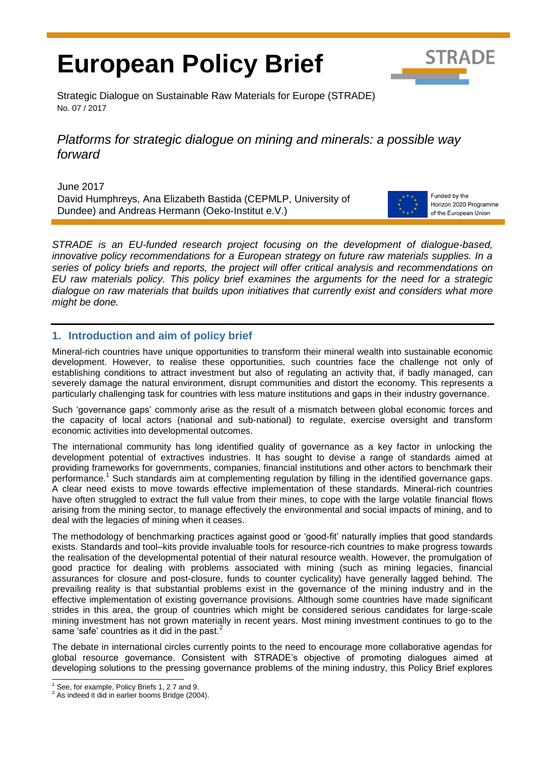# European Policy Brief

Strategic Dialogue on Sustainable Raw Materials for Europe (STRADE)
No. 07 / 2017

*Platforms for strategic dialogue on mining and minerals: a possible way forward*

June 2017
David Humphreys, Ana Elizabeth Bastida (CEPMLP, University of Dundee) and Andreas Hermann (Oeko-Institut e.V.)

Funded by the Horizon 2020 Programme of the European Union

*STRADE is an EU-funded research project focusing on the development of dialogue-based, innovative policy recommendations for a European strategy on future raw materials supplies. In a series of policy briefs and reports, the project will offer critical analysis and recommendations on EU raw materials policy. This policy brief examines the arguments for the need for a strategic dialogue on raw materials that builds upon initiatives that currently exist and considers what more might be done.*

## 1. Introduction and aim of policy brief

Mineral-rich countries have unique opportunities to transform their mineral wealth into sustainable economic development. However, to realise these opportunities, such countries face the challenge not only of establishing conditions to attract investment but also of regulating an activity that, if badly managed, can severely damage the natural environment, disrupt communities and distort the economy. This represents a particularly challenging task for countries with less mature institutions and gaps in their industry governance.

Such 'governance gaps' commonly arise as the result of a mismatch between global economic forces and the capacity of local actors (national and sub-national) to regulate, exercise oversight and transform economic activities into developmental outcomes.

The international community has long identified quality of governance as a key factor in unlocking the development potential of extractives industries. It has sought to devise a range of standards aimed at providing frameworks for governments, companies, financial institutions and other actors to benchmark their performance.[1] Such standards aim at complementing regulation by filling in the identified governance gaps. A clear need exists to move towards effective implementation of these standards. Mineral-rich countries have often struggled to extract the full value from their mines, to cope with the large volatile financial flows arising from the mining sector, to manage effectively the environmental and social impacts of mining, and to deal with the legacies of mining when it ceases.

The methodology of benchmarking practices against good or 'good-fit' naturally implies that good standards exists. Standards and tool–kits provide invaluable tools for resource-rich countries to make progress towards the realisation of the developmental potential of their natural resource wealth. However, the promulgation of good practice for dealing with problems associated with mining (such as mining legacies, financial assurances for closure and post-closure, funds to counter cyclicality) have generally lagged behind. The prevailing reality is that substantial problems exist in the governance of the mining industry and in the effective implementation of existing governance provisions. Although some countries have made significant strides in this area, the group of countries which might be considered serious candidates for large-scale mining investment has not grown materially in recent years. Most mining investment continues to go to the same 'safe' countries as it did in the past.[2]

The debate in international circles currently points to the need to encourage more collaborative agendas for global resource governance. Consistent with STRADE's objective of promoting dialogues aimed at developing solutions to the pressing governance problems of the mining industry, this Policy Brief explores

---

[1] See, for example, Policy Briefs 1, 2 7 and 9.

[2] As indeed it did in earlier booms Bridge (2004).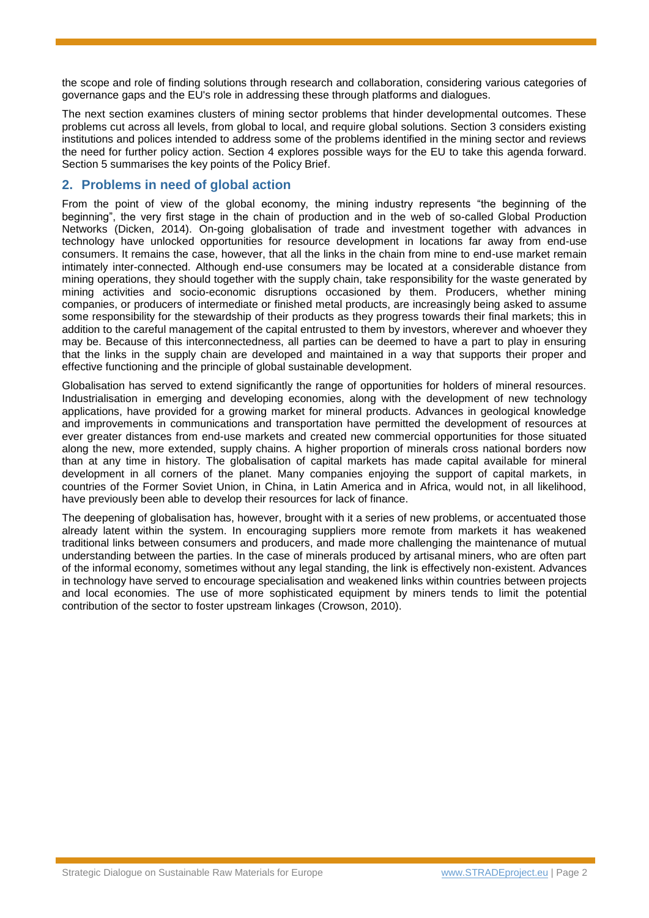the scope and role of finding solutions through research and collaboration, considering various categories of governance gaps and the EU's role in addressing these through platforms and dialogues.

The next section examines clusters of mining sector problems that hinder developmental outcomes. These problems cut across all levels, from global to local, and require global solutions. Section 3 considers existing institutions and polices intended to address some of the problems identified in the mining sector and reviews the need for further policy action. Section 4 explores possible ways for the EU to take this agenda forward. Section 5 summarises the key points of the Policy Brief.

## 2. Problems in need of global action

From the point of view of the global economy, the mining industry represents "the beginning of the beginning", the very first stage in the chain of production and in the web of so-called Global Production Networks (Dicken, 2014). On-going globalisation of trade and investment together with advances in technology have unlocked opportunities for resource development in locations far away from end-use consumers. It remains the case, however, that all the links in the chain from mine to end-use market remain intimately inter-connected. Although end-use consumers may be located at a considerable distance from mining operations, they should together with the supply chain, take responsibility for the waste generated by mining activities and socio-economic disruptions occasioned by them. Producers, whether mining companies, or producers of intermediate or finished metal products, are increasingly being asked to assume some responsibility for the stewardship of their products as they progress towards their final markets; this in addition to the careful management of the capital entrusted to them by investors, wherever and whoever they may be. Because of this interconnectedness, all parties can be deemed to have a part to play in ensuring that the links in the supply chain are developed and maintained in a way that supports their proper and effective functioning and the principle of global sustainable development.

Globalisation has served to extend significantly the range of opportunities for holders of mineral resources. Industrialisation in emerging and developing economies, along with the development of new technology applications, have provided for a growing market for mineral products. Advances in geological knowledge and improvements in communications and transportation have permitted the development of resources at ever greater distances from end-use markets and created new commercial opportunities for those situated along the new, more extended, supply chains. A higher proportion of minerals cross national borders now than at any time in history. The globalisation of capital markets has made capital available for mineral development in all corners of the planet. Many companies enjoying the support of capital markets, in countries of the Former Soviet Union, in China, in Latin America and in Africa, would not, in all likelihood, have previously been able to develop their resources for lack of finance.

The deepening of globalisation has, however, brought with it a series of new problems, or accentuated those already latent within the system. In encouraging suppliers more remote from markets it has weakened traditional links between consumers and producers, and made more challenging the maintenance of mutual understanding between the parties. In the case of minerals produced by artisanal miners, who are often part of the informal economy, sometimes without any legal standing, the link is effectively non-existent. Advances in technology have served to encourage specialisation and weakened links within countries between projects and local economies. The use of more sophisticated equipment by miners tends to limit the potential contribution of the sector to foster upstream linkages (Crowson, 2010).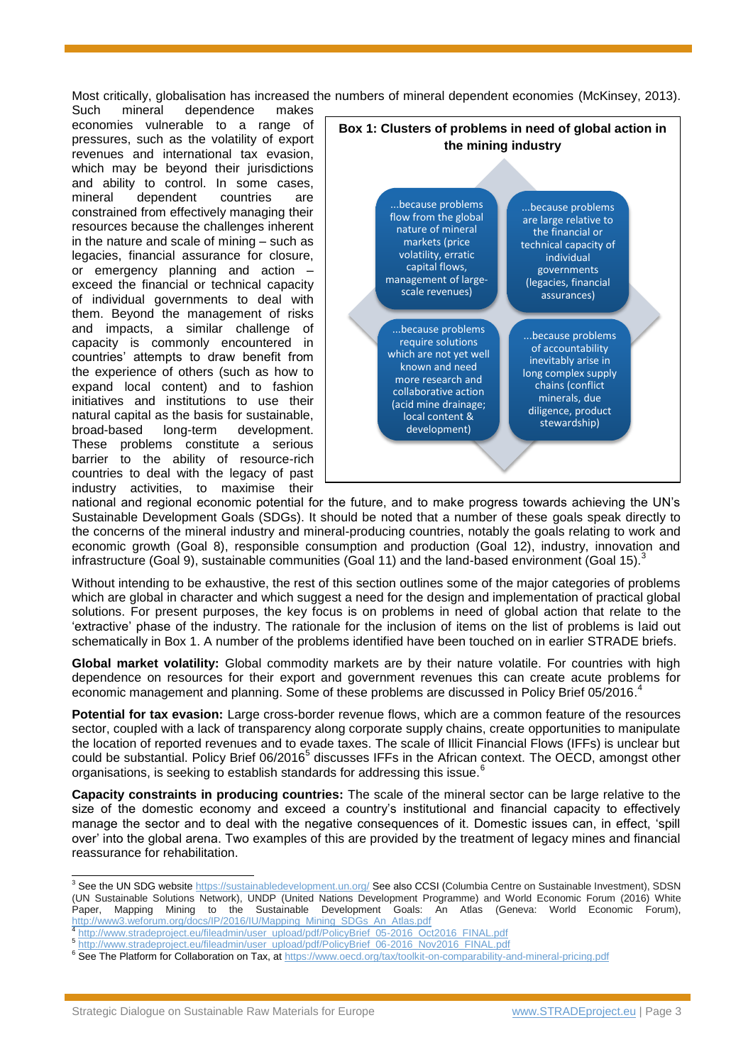Most critically, globalisation has increased the numbers of mineral dependent economies (McKinsey, 2013). Such mineral dependence makes economies vulnerable to a range of pressures, such as the volatility of export revenues and international tax evasion, which may be beyond their jurisdictions and ability to control. In some cases, mineral dependent countries are constrained from effectively managing their resources because the challenges inherent in the nature and scale of mining – such as legacies, financial assurance for closure, or emergency planning and action – exceed the financial or technical capacity of individual governments to deal with them. Beyond the management of risks and impacts, a similar challenge of capacity is commonly encountered in countries' attempts to draw benefit from the experience of others (such as how to expand local content) and to fashion initiatives and institutions to use their natural capital as the basis for sustainable, broad-based long-term development. These problems constitute a serious barrier to the ability of resource-rich countries to deal with the legacy of past industry activities, to maximise their national and regional economic potential for the future, and to make progress towards achieving the UN's Sustainable Development Goals (SDGs). It should be noted that a number of these goals speak directly to the concerns of the mineral industry and mineral-producing countries, notably the goals relating to work and economic growth (Goal 8), responsible consumption and production (Goal 12), industry, innovation and infrastructure (Goal 9), sustainable communities (Goal 11) and the land-based environment (Goal 15).[3]

**Box 1: Clusters of problems in need of global action in the mining industry**

- ...because problems flow from the global nature of mineral markets (price volatility, erratic capital flows, management of large-scale revenues)
- ...because problems are large relative to the financial or technical capacity of individual governments (legacies, financial assurances)
- ...because problems require solutions which are not yet well known and need more research and collaborative action (acid mine drainage; local content & development)
- ...because problems of accountability inevitably arise in long complex supply chains (conflict minerals, due diligence, product stewardship)

Without intending to be exhaustive, the rest of this section outlines some of the major categories of problems which are global in character and which suggest a need for the design and implementation of practical global solutions. For present purposes, the key focus is on problems in need of global action that relate to the 'extractive' phase of the industry. The rationale for the inclusion of items on the list of problems is laid out schematically in Box 1. A number of the problems identified have been touched on in earlier STRADE briefs.

**Global market volatility:** Global commodity markets are by their nature volatile. For countries with high dependence on resources for their export and government revenues this can create acute problems for economic management and planning. Some of these problems are discussed in Policy Brief 05/2016.[4]

**Potential for tax evasion:** Large cross-border revenue flows, which are a common feature of the resources sector, coupled with a lack of transparency along corporate supply chains, create opportunities to manipulate the location of reported revenues and to evade taxes. The scale of Illicit Financial Flows (IFFs) is unclear but could be substantial. Policy Brief 06/2016[5] discusses IFFs in the African context. The OECD, amongst other organisations, is seeking to establish standards for addressing this issue.[6]

**Capacity constraints in producing countries:** The scale of the mineral sector can be large relative to the size of the domestic economy and exceed a country's institutional and financial capacity to effectively manage the sector and to deal with the negative consequences of it. Domestic issues can, in effect, 'spill over' into the global arena. Two examples of this are provided by the treatment of legacy mines and financial reassurance for rehabilitation.

---

[3] See the UN SDG website https://sustainabledevelopment.un.org/ See also CCSI (Columbia Centre on Sustainable Investment), SDSN (UN Sustainable Solutions Network), UNDP (United Nations Development Programme) and World Economic Forum (2016) White Paper, Mapping Mining to the Sustainable Development Goals: An Atlas (Geneva: World Economic Forum), http://www3.weforum.org/docs/IP/2016/IU/Mapping_Mining_SDGs_An_Atlas.pdf

[4] http://www.stradeproject.eu/fileadmin/user_upload/pdf/PolicyBrief_05-2016_Oct2016_FINAL.pdf

[5] http://www.stradeproject.eu/fileadmin/user_upload/pdf/PolicyBrief_06-2016_Nov2016_FINAL.pdf

[6] See The Platform for Collaboration on Tax, at https://www.oecd.org/tax/toolkit-on-comparability-and-mineral-pricing.pdf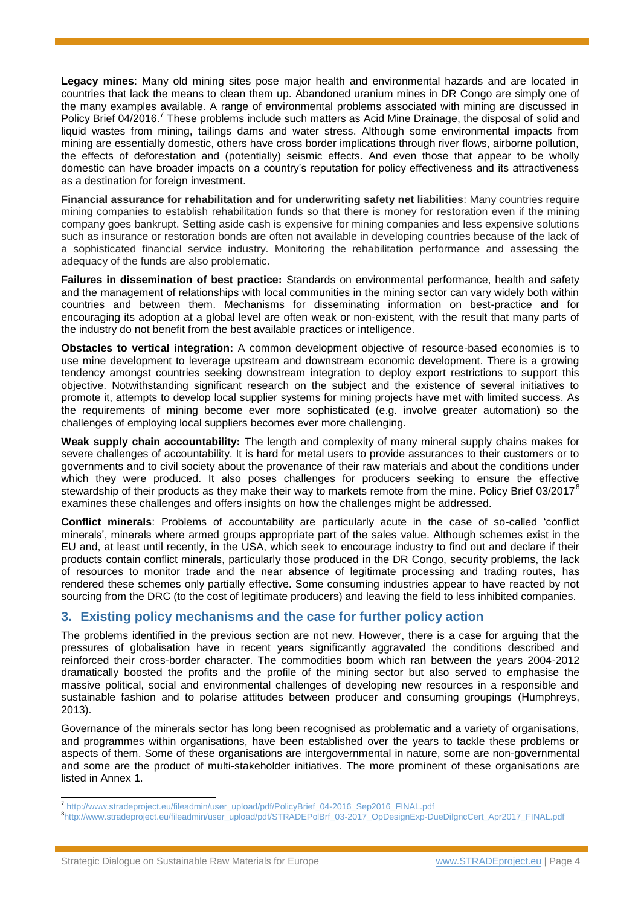**Legacy mines**: Many old mining sites pose major health and environmental hazards and are located in countries that lack the means to clean them up. Abandoned uranium mines in DR Congo are simply one of the many examples available. A range of environmental problems associated with mining are discussed in Policy Brief 04/2016.[7] These problems include such matters as Acid Mine Drainage, the disposal of solid and liquid wastes from mining, tailings dams and water stress. Although some environmental impacts from mining are essentially domestic, others have cross border implications through river flows, airborne pollution, the effects of deforestation and (potentially) seismic effects. And even those that appear to be wholly domestic can have broader impacts on a country's reputation for policy effectiveness and its attractiveness as a destination for foreign investment.

**Financial assurance for rehabilitation and for underwriting safety net liabilities**: Many countries require mining companies to establish rehabilitation funds so that there is money for restoration even if the mining company goes bankrupt. Setting aside cash is expensive for mining companies and less expensive solutions such as insurance or restoration bonds are often not available in developing countries because of the lack of a sophisticated financial service industry. Monitoring the rehabilitation performance and assessing the adequacy of the funds are also problematic.

**Failures in dissemination of best practice:** Standards on environmental performance, health and safety and the management of relationships with local communities in the mining sector can vary widely both within countries and between them. Mechanisms for disseminating information on best-practice and for encouraging its adoption at a global level are often weak or non-existent, with the result that many parts of the industry do not benefit from the best available practices or intelligence.

**Obstacles to vertical integration:** A common development objective of resource-based economies is to use mine development to leverage upstream and downstream economic development. There is a growing tendency amongst countries seeking downstream integration to deploy export restrictions to support this objective. Notwithstanding significant research on the subject and the existence of several initiatives to promote it, attempts to develop local supplier systems for mining projects have met with limited success. As the requirements of mining become ever more sophisticated (e.g. involve greater automation) so the challenges of employing local suppliers becomes ever more challenging.

**Weak supply chain accountability:** The length and complexity of many mineral supply chains makes for severe challenges of accountability. It is hard for metal users to provide assurances to their customers or to governments and to civil society about the provenance of their raw materials and about the conditions under which they were produced. It also poses challenges for producers seeking to ensure the effective stewardship of their products as they make their way to markets remote from the mine. Policy Brief 03/2017[8] examines these challenges and offers insights on how the challenges might be addressed.

**Conflict minerals**: Problems of accountability are particularly acute in the case of so-called 'conflict minerals', minerals where armed groups appropriate part of the sales value. Although schemes exist in the EU and, at least until recently, in the USA, which seek to encourage industry to find out and declare if their products contain conflict minerals, particularly those produced in the DR Congo, security problems, the lack of resources to monitor trade and the near absence of legitimate processing and trading routes, has rendered these schemes only partially effective. Some consuming industries appear to have reacted by not sourcing from the DRC (to the cost of legitimate producers) and leaving the field to less inhibited companies.

## 3. Existing policy mechanisms and the case for further policy action

The problems identified in the previous section are not new. However, there is a case for arguing that the pressures of globalisation have in recent years significantly aggravated the conditions described and reinforced their cross-border character. The commodities boom which ran between the years 2004-2012 dramatically boosted the profits and the profile of the mining sector but also served to emphasise the massive political, social and environmental challenges of developing new resources in a responsible and sustainable fashion and to polarise attitudes between producer and consuming groupings (Humphreys, 2013).

Governance of the minerals sector has long been recognised as problematic and a variety of organisations, and programmes within organisations, have been established over the years to tackle these problems or aspects of them. Some of these organisations are intergovernmental in nature, some are non-governmental and some are the product of multi-stakeholder initiatives. The more prominent of these organisations are listed in Annex 1.

---

[7] http://www.stradeproject.eu/fileadmin/user_upload/pdf/PolicyBrief_04-2016_Sep2016_FINAL.pdf

[8] http://www.stradeproject.eu/fileadmin/user_upload/pdf/STRADEPolBrf_03-2017_OpDesignExp-DueDilgncCert_Apr2017_FINAL.pdf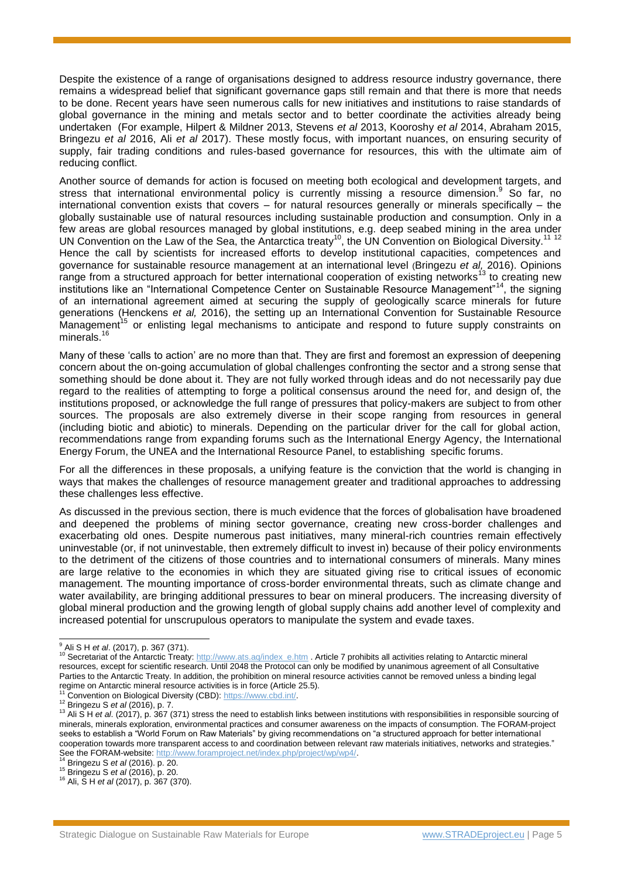Despite the existence of a range of organisations designed to address resource industry governance, there remains a widespread belief that significant governance gaps still remain and that there is more that needs to be done. Recent years have seen numerous calls for new initiatives and institutions to raise standards of global governance in the mining and metals sector and to better coordinate the activities already being undertaken (For example, Hilpert & Mildner 2013, Stevens *et al* 2013, Kooroshy *et al* 2014, Abraham 2015, Bringezu *et al* 2016, Ali *et al* 2017). These mostly focus, with important nuances, on ensuring security of supply, fair trading conditions and rules-based governance for resources, this with the ultimate aim of reducing conflict.

Another source of demands for action is focused on meeting both ecological and development targets, and stress that international environmental policy is currently missing a resource dimension.[9] So far, no international convention exists that covers – for natural resources generally or minerals specifically – the globally sustainable use of natural resources including sustainable production and consumption. Only in a few areas are global resources managed by global institutions, e.g. deep seabed mining in the area under UN Convention on the Law of the Sea, the Antarctica treaty[10], the UN Convention on Biological Diversity.[11] [12] Hence the call by scientists for increased efforts to develop institutional capacities, competences and governance for sustainable resource management at an international level (Bringezu *et al,* 2016). Opinions range from a structured approach for better international cooperation of existing networks[13] to creating new institutions like an "International Competence Center on Sustainable Resource Management"[14], the signing of an international agreement aimed at securing the supply of geologically scarce minerals for future generations (Henckens *et al,* 2016), the setting up an International Convention for Sustainable Resource Management[15] or enlisting legal mechanisms to anticipate and respond to future supply constraints on minerals.[16]

Many of these 'calls to action' are no more than that. They are first and foremost an expression of deepening concern about the on-going accumulation of global challenges confronting the sector and a strong sense that something should be done about it. They are not fully worked through ideas and do not necessarily pay due regard to the realities of attempting to forge a political consensus around the need for, and design of, the institutions proposed, or acknowledge the full range of pressures that policy-makers are subject to from other sources. The proposals are also extremely diverse in their scope ranging from resources in general (including biotic and abiotic) to minerals. Depending on the particular driver for the call for global action, recommendations range from expanding forums such as the International Energy Agency, the International Energy Forum, the UNEA and the International Resource Panel, to establishing specific forums.

For all the differences in these proposals, a unifying feature is the conviction that the world is changing in ways that makes the challenges of resource management greater and traditional approaches to addressing these challenges less effective.

As discussed in the previous section, there is much evidence that the forces of globalisation have broadened and deepened the problems of mining sector governance, creating new cross-border challenges and exacerbating old ones. Despite numerous past initiatives, many mineral-rich countries remain effectively uninvestable (or, if not uninvestable, then extremely difficult to invest in) because of their policy environments to the detriment of the citizens of those countries and to international consumers of minerals. Many mines are large relative to the economies in which they are situated giving rise to critical issues of economic management. The mounting importance of cross-border environmental threats, such as climate change and water availability, are bringing additional pressures to bear on mineral producers. The increasing diversity of global mineral production and the growing length of global supply chains add another level of complexity and increased potential for unscrupulous operators to manipulate the system and evade taxes.

---

[9] Ali S H *et al*. (2017), p. 367 (371).

[10] Secretariat of the Antarctic Treaty: http://www.ats.aq/index_e.htm . Article 7 prohibits all activities relating to Antarctic mineral resources, except for scientific research. Until 2048 the Protocol can only be modified by unanimous agreement of all Consultative Parties to the Antarctic Treaty. In addition, the prohibition on mineral resource activities cannot be removed unless a binding legal regime on Antarctic mineral resource activities is in force (Article 25.5).

[11] Convention on Biological Diversity (CBD): https://www.cbd.int/.

[12] Bringezu S *et al* (2016), p. 7.

[13] Ali S H *et al*. (2017), p. 367 (371) stress the need to establish links between institutions with responsibilities in responsible sourcing of minerals, minerals exploration, environmental practices and consumer awareness on the impacts of consumption. The FORAM-project seeks to establish a "World Forum on Raw Materials" by giving recommendations on "a structured approach for better international cooperation towards more transparent access to and coordination between relevant raw materials initiatives, networks and strategies." See the FORAM-website: http://www.foramproject.net/index.php/project/wp/wp4/.

[14] Bringezu S *et al* (2016). p. 20.

[15] Bringezu S *et al* (2016), p. 20.

[16] Ali, S H *et al* (2017), p. 367 (370).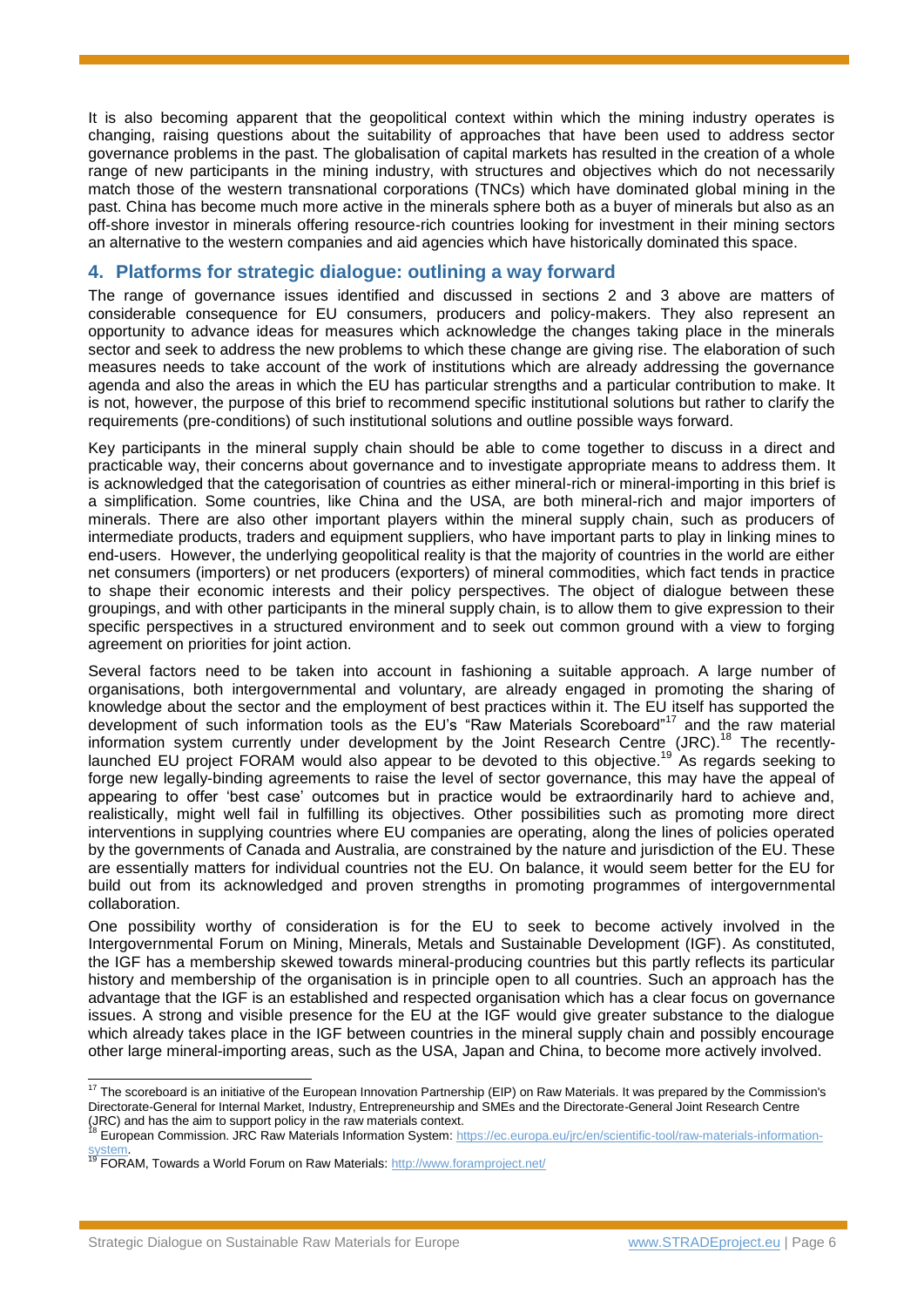It is also becoming apparent that the geopolitical context within which the mining industry operates is changing, raising questions about the suitability of approaches that have been used to address sector governance problems in the past. The globalisation of capital markets has resulted in the creation of a whole range of new participants in the mining industry, with structures and objectives which do not necessarily match those of the western transnational corporations (TNCs) which have dominated global mining in the past. China has become much more active in the minerals sphere both as a buyer of minerals but also as an off-shore investor in minerals offering resource-rich countries looking for investment in their mining sectors an alternative to the western companies and aid agencies which have historically dominated this space.

## 4. Platforms for strategic dialogue: outlining a way forward

The range of governance issues identified and discussed in sections 2 and 3 above are matters of considerable consequence for EU consumers, producers and policy-makers. They also represent an opportunity to advance ideas for measures which acknowledge the changes taking place in the minerals sector and seek to address the new problems to which these change are giving rise. The elaboration of such measures needs to take account of the work of institutions which are already addressing the governance agenda and also the areas in which the EU has particular strengths and a particular contribution to make. It is not, however, the purpose of this brief to recommend specific institutional solutions but rather to clarify the requirements (pre-conditions) of such institutional solutions and outline possible ways forward.

Key participants in the mineral supply chain should be able to come together to discuss in a direct and practicable way, their concerns about governance and to investigate appropriate means to address them. It is acknowledged that the categorisation of countries as either mineral-rich or mineral-importing in this brief is a simplification. Some countries, like China and the USA, are both mineral-rich and major importers of minerals. There are also other important players within the mineral supply chain, such as producers of intermediate products, traders and equipment suppliers, who have important parts to play in linking mines to end-users. However, the underlying geopolitical reality is that the majority of countries in the world are either net consumers (importers) or net producers (exporters) of mineral commodities, which fact tends in practice to shape their economic interests and their policy perspectives. The object of dialogue between these groupings, and with other participants in the mineral supply chain, is to allow them to give expression to their specific perspectives in a structured environment and to seek out common ground with a view to forging agreement on priorities for joint action.

Several factors need to be taken into account in fashioning a suitable approach. A large number of organisations, both intergovernmental and voluntary, are already engaged in promoting the sharing of knowledge about the sector and the employment of best practices within it. The EU itself has supported the development of such information tools as the EU's "Raw Materials Scoreboard"[17] and the raw material information system currently under development by the Joint Research Centre (JRC).[18] The recently-launched EU project FORAM would also appear to be devoted to this objective.[19] As regards seeking to forge new legally-binding agreements to raise the level of sector governance, this may have the appeal of appearing to offer 'best case' outcomes but in practice would be extraordinarily hard to achieve and, realistically, might well fail in fulfilling its objectives. Other possibilities such as promoting more direct interventions in supplying countries where EU companies are operating, along the lines of policies operated by the governments of Canada and Australia, are constrained by the nature and jurisdiction of the EU. These are essentially matters for individual countries not the EU. On balance, it would seem better for the EU for build out from its acknowledged and proven strengths in promoting programmes of intergovernmental collaboration.

One possibility worthy of consideration is for the EU to seek to become actively involved in the Intergovernmental Forum on Mining, Minerals, Metals and Sustainable Development (IGF). As constituted, the IGF has a membership skewed towards mineral-producing countries but this partly reflects its particular history and membership of the organisation is in principle open to all countries. Such an approach has the advantage that the IGF is an established and respected organisation which has a clear focus on governance issues. A strong and visible presence for the EU at the IGF would give greater substance to the dialogue which already takes place in the IGF between countries in the mineral supply chain and possibly encourage other large mineral-importing areas, such as the USA, Japan and China, to become more actively involved.

---

[17] The scoreboard is an initiative of the European Innovation Partnership (EIP) on Raw Materials. It was prepared by the Commission's Directorate-General for Internal Market, Industry, Entrepreneurship and SMEs and the Directorate-General Joint Research Centre (JRC) and has the aim to support policy in the raw materials context.

[18] European Commission. JRC Raw Materials Information System: https://ec.europa.eu/jrc/en/scientific-tool/raw-materials-information-system.

[19] FORAM, Towards a World Forum on Raw Materials: http://www.foramproject.net/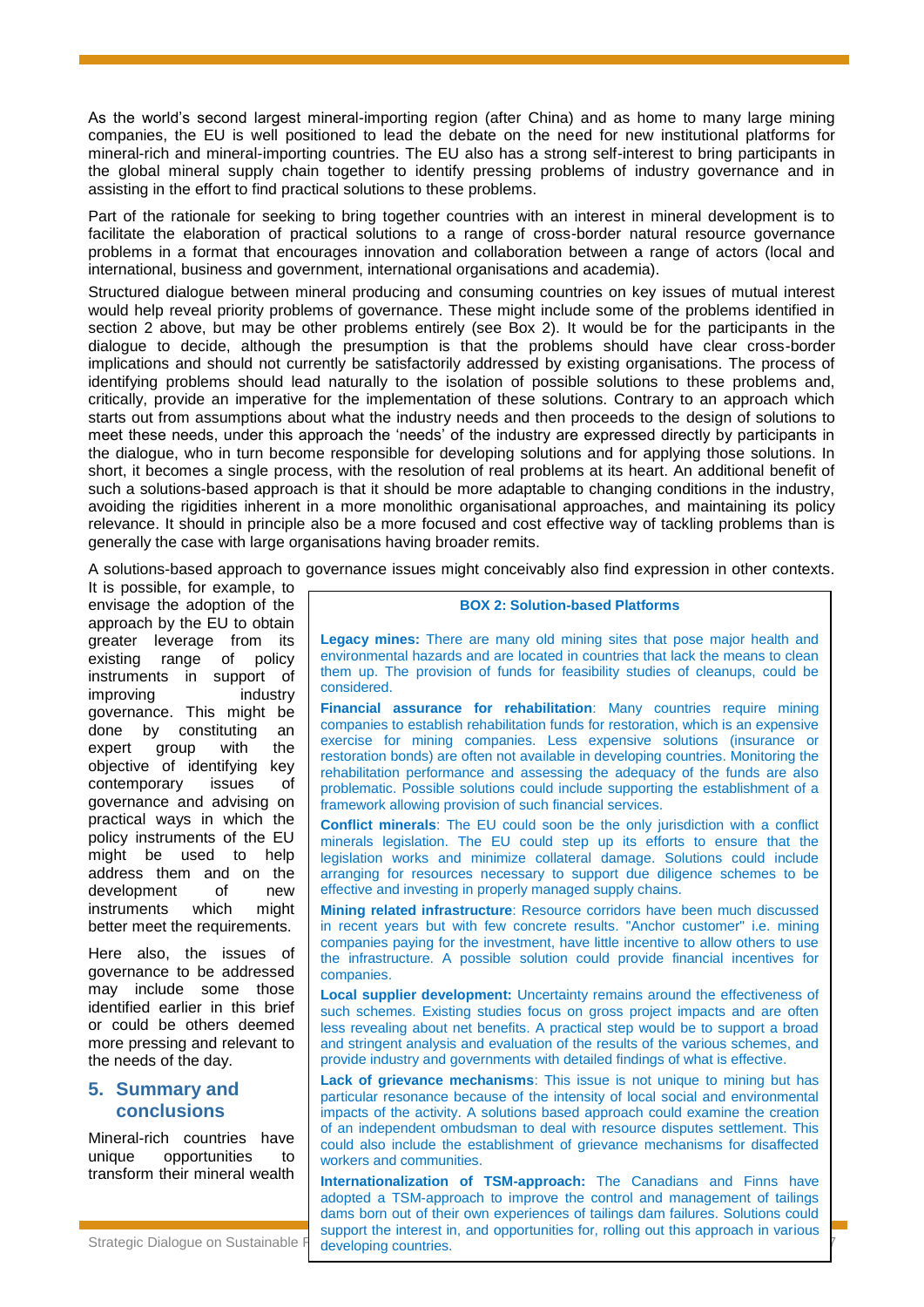As the world's second largest mineral-importing region (after China) and as home to many large mining companies, the EU is well positioned to lead the debate on the need for new institutional platforms for mineral-rich and mineral-importing countries. The EU also has a strong self-interest to bring participants in the global mineral supply chain together to identify pressing problems of industry governance and in assisting in the effort to find practical solutions to these problems.

Part of the rationale for seeking to bring together countries with an interest in mineral development is to facilitate the elaboration of practical solutions to a range of cross-border natural resource governance problems in a format that encourages innovation and collaboration between a range of actors (local and international, business and government, international organisations and academia).

Structured dialogue between mineral producing and consuming countries on key issues of mutual interest would help reveal priority problems of governance. These might include some of the problems identified in section 2 above, but may be other problems entirely (see Box 2). It would be for the participants in the dialogue to decide, although the presumption is that the problems should have clear cross-border implications and should not currently be satisfactorily addressed by existing organisations. The process of identifying problems should lead naturally to the isolation of possible solutions to these problems and, critically, provide an imperative for the implementation of these solutions. Contrary to an approach which starts out from assumptions about what the industry needs and then proceeds to the design of solutions to meet these needs, under this approach the 'needs' of the industry are expressed directly by participants in the dialogue, who in turn become responsible for developing solutions and for applying those solutions. In short, it becomes a single process, with the resolution of real problems at its heart. An additional benefit of such a solutions-based approach is that it should be more adaptable to changing conditions in the industry, avoiding the rigidities inherent in a more monolithic organisational approaches, and maintaining its policy relevance. It should in principle also be a more focused and cost effective way of tackling problems than is generally the case with large organisations having broader remits.

A solutions-based approach to governance issues might conceivably also find expression in other contexts. It is possible, for example, to envisage the adoption of the approach by the EU to obtain greater leverage from its existing range of policy instruments in support of improving industry governance. This might be done by constituting an expert group with the objective of identifying key contemporary issues of governance and advising on practical ways in which the policy instruments of the EU might be used to help address them and on the development of new instruments which might better meet the requirements.

Here also, the issues of governance to be addressed may include some those identified earlier in this brief or could be others deemed more pressing and relevant to the needs of the day.

> **BOX 2: Solution-based Platforms**
>
> **Legacy mines:** There are many old mining sites that pose major health and environmental hazards and are located in countries that lack the means to clean them up. The provision of funds for feasibility studies of cleanups, could be considered.
>
> **Financial assurance for rehabilitation**: Many countries require mining companies to establish rehabilitation funds for restoration, which is an expensive exercise for mining companies. Less expensive solutions (insurance or restoration bonds) are often not available in developing countries. Monitoring the rehabilitation performance and assessing the adequacy of the funds are also problematic. Possible solutions could include supporting the establishment of a framework allowing provision of such financial services.
>
> **Conflict minerals**: The EU could soon be the only jurisdiction with a conflict minerals legislation. The EU could step up its efforts to ensure that the legislation works and minimize collateral damage. Solutions could include arranging for resources necessary to support due diligence schemes to be effective and investing in properly managed supply chains.
>
> **Mining related infrastructure**: Resource corridors have been much discussed in recent years but with few concrete results. "Anchor customer" i.e. mining companies paying for the investment, have little incentive to allow others to use the infrastructure. A possible solution could provide financial incentives for companies.
>
> **Local supplier development:** Uncertainty remains around the effectiveness of such schemes. Existing studies focus on gross project impacts and are often less revealing about net benefits. A practical step would be to support a broad and stringent analysis and evaluation of the results of the various schemes, and provide industry and governments with detailed findings of what is effective.
>
> **Lack of grievance mechanisms**: This issue is not unique to mining but has particular resonance because of the intensity of local social and environmental impacts of the activity. A solutions based approach could examine the creation of an independent ombudsman to deal with resource disputes settlement. This could also include the establishment of grievance mechanisms for disaffected workers and communities.
>
> **Internationalization of TSM-approach:** The Canadians and Finns have adopted a TSM-approach to improve the control and management of tailings dams born out of their own experiences of tailings dam failures. Solutions could support the interest in, and opportunities for, rolling out this approach in various developing countries.

## 5. Summary and conclusions

Mineral-rich countries have unique opportunities to transform their mineral wealth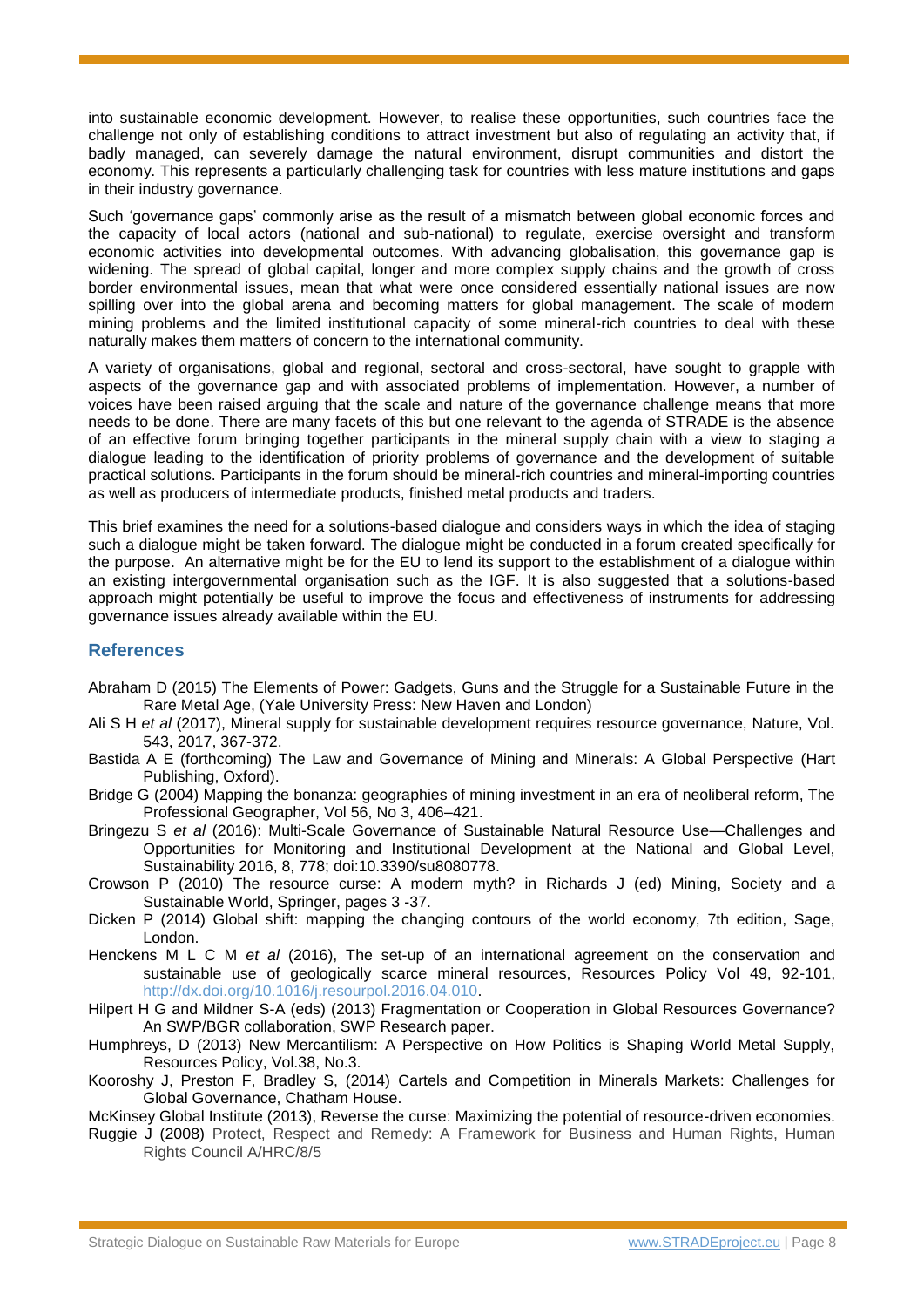into sustainable economic development. However, to realise these opportunities, such countries face the challenge not only of establishing conditions to attract investment but also of regulating an activity that, if badly managed, can severely damage the natural environment, disrupt communities and distort the economy. This represents a particularly challenging task for countries with less mature institutions and gaps in their industry governance.

Such 'governance gaps' commonly arise as the result of a mismatch between global economic forces and the capacity of local actors (national and sub-national) to regulate, exercise oversight and transform economic activities into developmental outcomes. With advancing globalisation, this governance gap is widening. The spread of global capital, longer and more complex supply chains and the growth of cross border environmental issues, mean that what were once considered essentially national issues are now spilling over into the global arena and becoming matters for global management. The scale of modern mining problems and the limited institutional capacity of some mineral-rich countries to deal with these naturally makes them matters of concern to the international community.

A variety of organisations, global and regional, sectoral and cross-sectoral, have sought to grapple with aspects of the governance gap and with associated problems of implementation. However, a number of voices have been raised arguing that the scale and nature of the governance challenge means that more needs to be done. There are many facets of this but one relevant to the agenda of STRADE is the absence of an effective forum bringing together participants in the mineral supply chain with a view to staging a dialogue leading to the identification of priority problems of governance and the development of suitable practical solutions. Participants in the forum should be mineral-rich countries and mineral-importing countries as well as producers of intermediate products, finished metal products and traders.

This brief examines the need for a solutions-based dialogue and considers ways in which the idea of staging such a dialogue might be taken forward. The dialogue might be conducted in a forum created specifically for the purpose. An alternative might be for the EU to lend its support to the establishment of a dialogue within an existing intergovernmental organisation such as the IGF. It is also suggested that a solutions-based approach might potentially be useful to improve the focus and effectiveness of instruments for addressing governance issues already available within the EU.

## References

Abraham D (2015) The Elements of Power: Gadgets, Guns and the Struggle for a Sustainable Future in the Rare Metal Age, (Yale University Press: New Haven and London)

Ali S H *et al* (2017), Mineral supply for sustainable development requires resource governance, Nature, Vol. 543, 2017, 367-372.

Bastida A E (forthcoming) The Law and Governance of Mining and Minerals: A Global Perspective (Hart Publishing, Oxford).

Bridge G (2004) Mapping the bonanza: geographies of mining investment in an era of neoliberal reform, The Professional Geographer, Vol 56, No 3, 406–421.

Bringezu S *et al* (2016): Multi-Scale Governance of Sustainable Natural Resource Use—Challenges and Opportunities for Monitoring and Institutional Development at the National and Global Level, Sustainability 2016, 8, 778; doi:10.3390/su8080778.

Crowson P (2010) The resource curse: A modern myth? in Richards J (ed) Mining, Society and a Sustainable World, Springer, pages 3 -37.

Dicken P (2014) Global shift: mapping the changing contours of the world economy, 7th edition, Sage, London.

Henckens M L C M *et al* (2016), The set-up of an international agreement on the conservation and sustainable use of geologically scarce mineral resources, Resources Policy Vol 49, 92-101, http://dx.doi.org/10.1016/j.resourpol.2016.04.010.

Hilpert H G and Mildner S-A (eds) (2013) Fragmentation or Cooperation in Global Resources Governance? An SWP/BGR collaboration, SWP Research paper.

Humphreys, D (2013) New Mercantilism: A Perspective on How Politics is Shaping World Metal Supply, Resources Policy, Vol.38, No.3.

Kooroshy J, Preston F, Bradley S, (2014) Cartels and Competition in Minerals Markets: Challenges for Global Governance, Chatham House.

McKinsey Global Institute (2013), Reverse the curse: Maximizing the potential of resource-driven economies.

Ruggie J (2008) Protect, Respect and Remedy: A Framework for Business and Human Rights, Human Rights Council A/HRC/8/5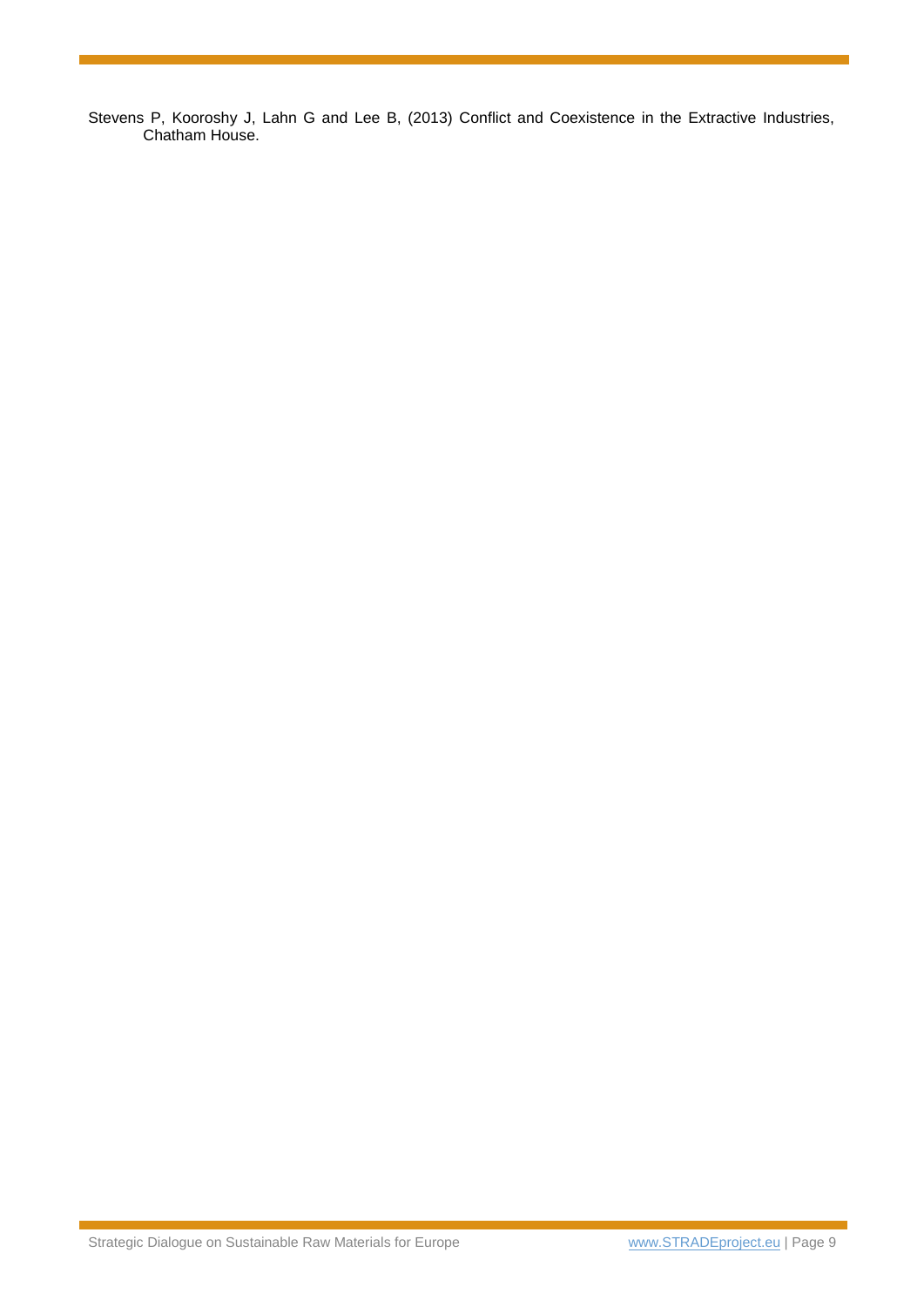Stevens P, Kooroshy J, Lahn G and Lee B, (2013) Conflict and Coexistence in the Extractive Industries, Chatham House.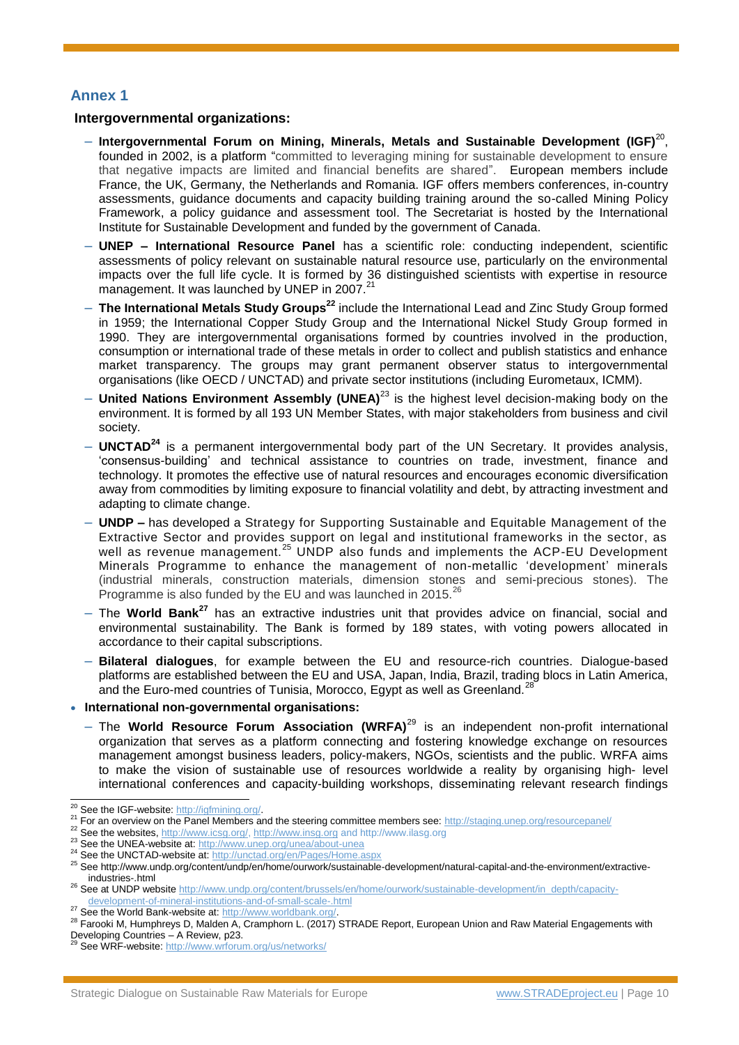## Annex 1

**Intergovernmental organizations:**

- **Intergovernmental Forum on Mining, Minerals, Metals and Sustainable Development (IGF)**[20], founded in 2002, is a platform "committed to leveraging mining for sustainable development to ensure that negative impacts are limited and financial benefits are shared". European members include France, the UK, Germany, the Netherlands and Romania. IGF offers members conferences, in-country assessments, guidance documents and capacity building training around the so-called Mining Policy Framework, a policy guidance and assessment tool. The Secretariat is hosted by the International Institute for Sustainable Development and funded by the government of Canada.
- **UNEP – International Resource Panel** has a scientific role: conducting independent, scientific assessments of policy relevant on sustainable natural resource use, particularly on the environmental impacts over the full life cycle. It is formed by 36 distinguished scientists with expertise in resource management. It was launched by UNEP in 2007.[21]
- **The International Metals Study Groups**[22] include the International Lead and Zinc Study Group formed in 1959; the International Copper Study Group and the International Nickel Study Group formed in 1990. They are intergovernmental organisations formed by countries involved in the production, consumption or international trade of these metals in order to collect and publish statistics and enhance market transparency. The groups may grant permanent observer status to intergovernmental organisations (like OECD / UNCTAD) and private sector institutions (including Eurometaux, ICMM).
- **United Nations Environment Assembly (UNEA)**[23] is the highest level decision-making body on the environment. It is formed by all 193 UN Member States, with major stakeholders from business and civil society.
- **UNCTAD**[24] is a permanent intergovernmental body part of the UN Secretary. It provides analysis, 'consensus-building' and technical assistance to countries on trade, investment, finance and technology. It promotes the effective use of natural resources and encourages economic diversification away from commodities by limiting exposure to financial volatility and debt, by attracting investment and adapting to climate change.
- **UNDP –** has developed a Strategy for Supporting Sustainable and Equitable Management of the Extractive Sector and provides support on legal and institutional frameworks in the sector, as well as revenue management.[25] UNDP also funds and implements the ACP-EU Development Minerals Programme to enhance the management of non-metallic 'development' minerals (industrial minerals, construction materials, dimension stones and semi-precious stones). The Programme is also funded by the EU and was launched in 2015.[26]
- The **World Bank**[27] has an extractive industries unit that provides advice on financial, social and environmental sustainability. The Bank is formed by 189 states, with voting powers allocated in accordance to their capital subscriptions.
- **Bilateral dialogues**, for example between the EU and resource-rich countries. Dialogue-based platforms are established between the EU and USA, Japan, India, Brazil, trading blocs in Latin America, and the Euro-med countries of Tunisia, Morocco, Egypt as well as Greenland.[28]

- **International non-governmental organisations:**
  - The **World Resource Forum Association (WRFA)**[29] is an independent non-profit international organization that serves as a platform connecting and fostering knowledge exchange on resources management amongst business leaders, policy-makers, NGOs, scientists and the public. WRFA aims to make the vision of sustainable use of resources worldwide a reality by organising high- level international conferences and capacity-building workshops, disseminating relevant research findings

---

[20] See the IGF-website: http://igfmining.org/.

[21] For an overview on the Panel Members and the steering committee members see: http://staging.unep.org/resourcepanel/

[22] See the websites, http://www.icsg.org/, http://www.insg.org and http://www.ilasg.org

[23] See the UNEA-website at: http://www.unep.org/unea/about-unea

[24] See the UNCTAD-website at: http://unctad.org/en/Pages/Home.aspx

[25] See http://www.undp.org/content/undp/en/home/ourwork/sustainable-development/natural-capital-and-the-environment/extractive-industries-.html

[26] See at UNDP website http://www.undp.org/content/brussels/en/home/ourwork/sustainable-development/in_depth/capacity-development-of-mineral-institutions-and-of-small-scale-.html

[27] See the World Bank-website at: http://www.worldbank.org/.

[28] Farooki M, Humphreys D, Malden A, Cramphorn L. (2017) STRADE Report, European Union and Raw Material Engagements with Developing Countries – A Review, p23.

[29] See WRF-website: http://www.wrforum.org/us/networks/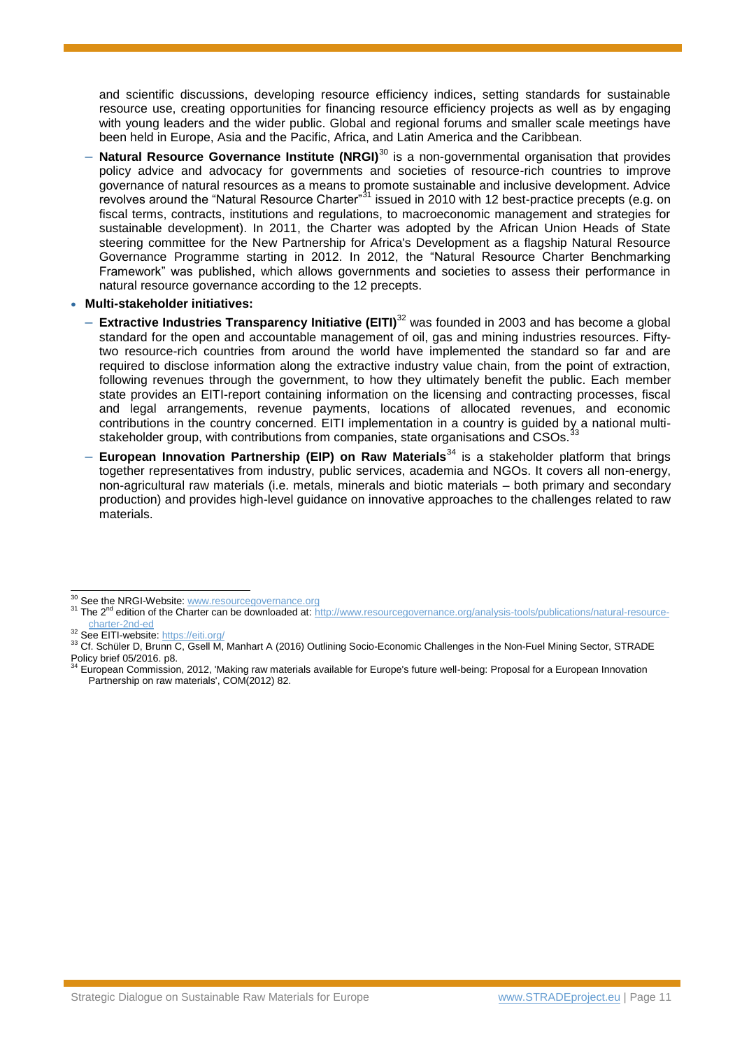and scientific discussions, developing resource efficiency indices, setting standards for sustainable resource use, creating opportunities for financing resource efficiency projects as well as by engaging with young leaders and the wider public. Global and regional forums and smaller scale meetings have been held in Europe, Asia and the Pacific, Africa, and Latin America and the Caribbean.

  - **Natural Resource Governance Institute (NRGI)**[30] is a non-governmental organisation that provides policy advice and advocacy for governments and societies of resource-rich countries to improve governance of natural resources as a means to promote sustainable and inclusive development. Advice revolves around the "Natural Resource Charter"[31] issued in 2010 with 12 best-practice precepts (e.g. on fiscal terms, contracts, institutions and regulations, to macroeconomic management and strategies for sustainable development). In 2011, the Charter was adopted by the African Union Heads of State steering committee for the New Partnership for Africa's Development as a flagship Natural Resource Governance Programme starting in 2012. In 2012, the "Natural Resource Charter Benchmarking Framework" was published, which allows governments and societies to assess their performance in natural resource governance according to the 12 precepts.

- **Multi-stakeholder initiatives:**
  - **Extractive Industries Transparency Initiative (EITI)**[32] was founded in 2003 and has become a global standard for the open and accountable management of oil, gas and mining industries resources. Fifty-two resource-rich countries from around the world have implemented the standard so far and are required to disclose information along the extractive industry value chain, from the point of extraction, following revenues through the government, to how they ultimately benefit the public. Each member state provides an EITI-report containing information on the licensing and contracting processes, fiscal and legal arrangements, revenue payments, locations of allocated revenues, and economic contributions in the country concerned. EITI implementation in a country is guided by a national multi-stakeholder group, with contributions from companies, state organisations and CSOs.[33]
  - **European Innovation Partnership (EIP) on Raw Materials**[34] is a stakeholder platform that brings together representatives from industry, public services, academia and NGOs. It covers all non-energy, non-agricultural raw materials (i.e. metals, minerals and biotic materials – both primary and secondary production) and provides high-level guidance on innovative approaches to the challenges related to raw materials.

---

[30] See the NRGI-Website: www.resourcegovernance.org

[31] The 2[nd] edition of the Charter can be downloaded at: http://www.resourcegovernance.org/analysis-tools/publications/natural-resource-charter-2nd-ed

[32] See EITI-website: https://eiti.org/

[33] Cf. Schüler D, Brunn C, Gsell M, Manhart A (2016) Outlining Socio-Economic Challenges in the Non-Fuel Mining Sector, STRADE Policy brief 05/2016. p8.

[34] European Commission, 2012, 'Making raw materials available for Europe's future well-being: Proposal for a European Innovation Partnership on raw materials', COM(2012) 82.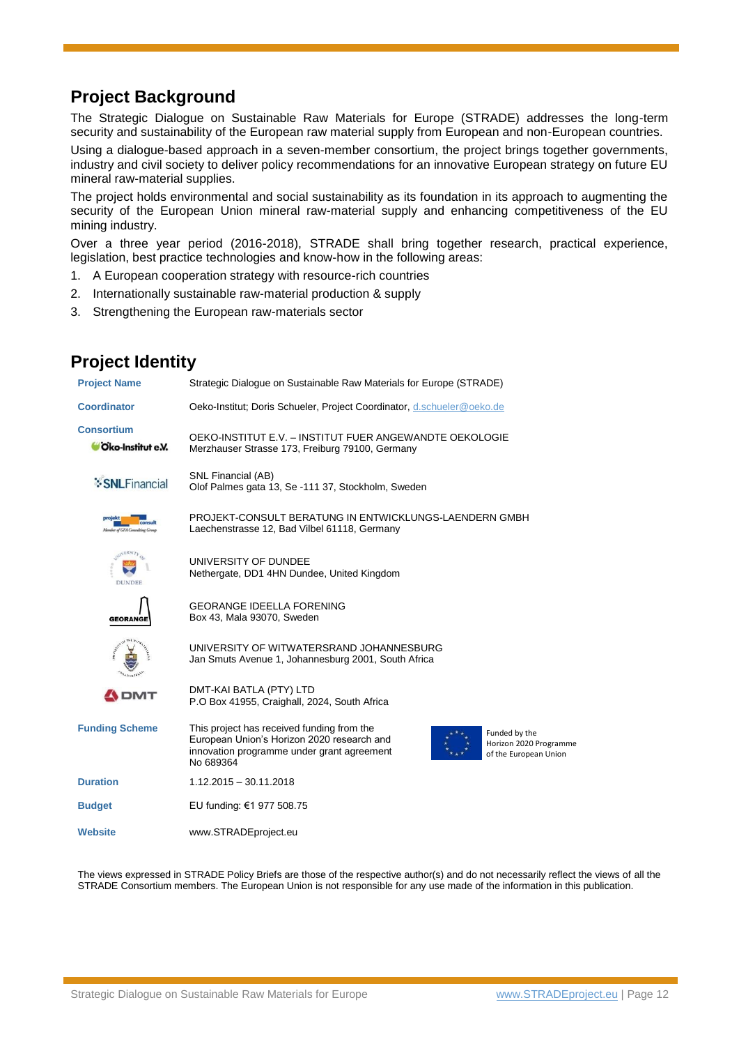## Project Background

The Strategic Dialogue on Sustainable Raw Materials for Europe (STRADE) addresses the long-term security and sustainability of the European raw material supply from European and non-European countries.

Using a dialogue-based approach in a seven-member consortium, the project brings together governments, industry and civil society to deliver policy recommendations for an innovative European strategy on future EU mineral raw-material supplies.

The project holds environmental and social sustainability as its foundation in its approach to augmenting the security of the European Union mineral raw-material supply and enhancing competitiveness of the EU mining industry.

Over a three year period (2016-2018), STRADE shall bring together research, practical experience, legislation, best practice technologies and know-how in the following areas:

1. A European cooperation strategy with resource-rich countries
2. Internationally sustainable raw-material production & supply
3. Strengthening the European raw-materials sector

## Project Identity

| | |
|---|---|
| **Project Name** | Strategic Dialogue on Sustainable Raw Materials for Europe (STRADE) |
| **Coordinator** | Oeko-Institut; Doris Schueler, Project Coordinator, d.schueler@oeko.de |
| **Consortium** Öko-Institut e.V. | OEKO-INSTITUT E.V. – INSTITUT FUER ANGEWANDTE OEKOLOGIE<br>Merzhauser Strasse 173, Freiburg 79100, Germany |
| SNLFinancial | SNL Financial (AB)<br>Olof Palmes gata 13, Se -111 37, Stockholm, Sweden |
| projekt consult | PROJEKT-CONSULT BERATUNG IN ENTWICKLUNGS-LAENDERN GMBH<br>Laechenstrasse 12, Bad Vilbel 61118, Germany |
| Dundee | UNIVERSITY OF DUNDEE<br>Nethergate, DD1 4HN Dundee, United Kingdom |
| GEORANGE | GEORANGE IDEELLA FORENING<br>Box 43, Mala 93070, Sweden |
| | UNIVERSITY OF WITWATERSRAND JOHANNESBURG<br>Jan Smuts Avenue 1, Johannesburg 2001, South Africa |
| DMT | DMT-KAI BATLA (PTY) LTD<br>P.O Box 41955, Craighall, 2024, South Africa |
| **Funding Scheme** | This project has received funding from the European Union's Horizon 2020 research and innovation programme under grant agreement No 689364<br>Funded by the Horizon 2020 Programme of the European Union |
| **Duration** | 1.12.2015 – 30.11.2018 |
| **Budget** | EU funding: €1 977 508.75 |
| **Website** | www.STRADEproject.eu |

The views expressed in STRADE Policy Briefs are those of the respective author(s) and do not necessarily reflect the views of all the STRADE Consortium members. The European Union is not responsible for any use made of the information in this publication.